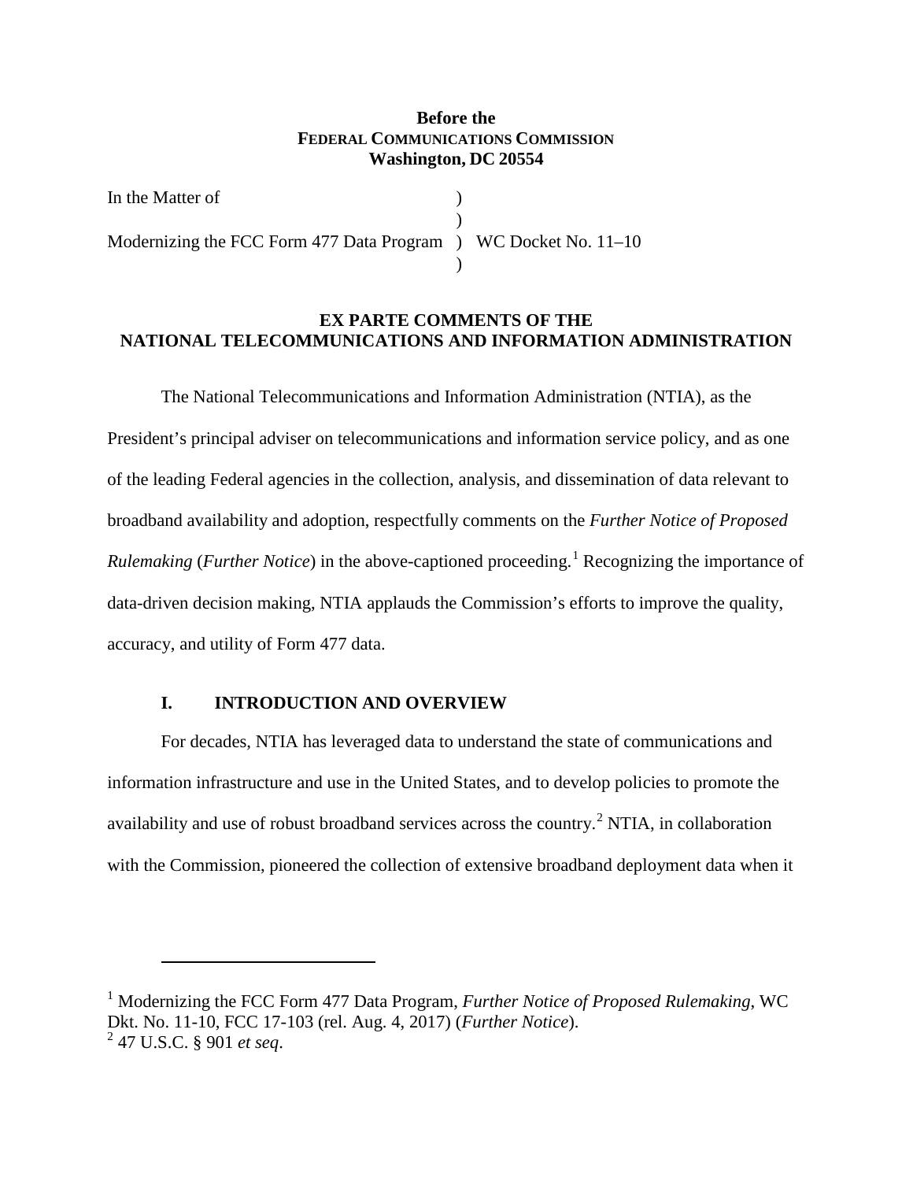**Before the**
**FEDERAL COMMUNICATIONS COMMISSION**
**Washington, DC 20554**

| | | |
|---|---|---|
| In the Matter of | ) | |
| | ) | |
| Modernizing the FCC Form 477 Data Program | ) | WC Docket No. 11–10 |
| | ) | |

## EX PARTE COMMENTS OF THE NATIONAL TELECOMMUNICATIONS AND INFORMATION ADMINISTRATION

The National Telecommunications and Information Administration (NTIA), as the President's principal adviser on telecommunications and information service policy, and as one of the leading Federal agencies in the collection, analysis, and dissemination of data relevant to broadband availability and adoption, respectfully comments on the *Further Notice of Proposed Rulemaking* (*Further Notice*) in the above-captioned proceeding.[1] Recognizing the importance of data-driven decision making, NTIA applauds the Commission's efforts to improve the quality, accuracy, and utility of Form 477 data.

### I. INTRODUCTION AND OVERVIEW

For decades, NTIA has leveraged data to understand the state of communications and information infrastructure and use in the United States, and to develop policies to promote the availability and use of robust broadband services across the country.[2] NTIA, in collaboration with the Commission, pioneered the collection of extensive broadband deployment data when it

---

[1] Modernizing the FCC Form 477 Data Program, *Further Notice of Proposed Rulemaking*, WC Dkt. No. 11-10, FCC 17-103 (rel. Aug. 4, 2017) (*Further Notice*).

[2] 47 U.S.C. § 901 *et seq*.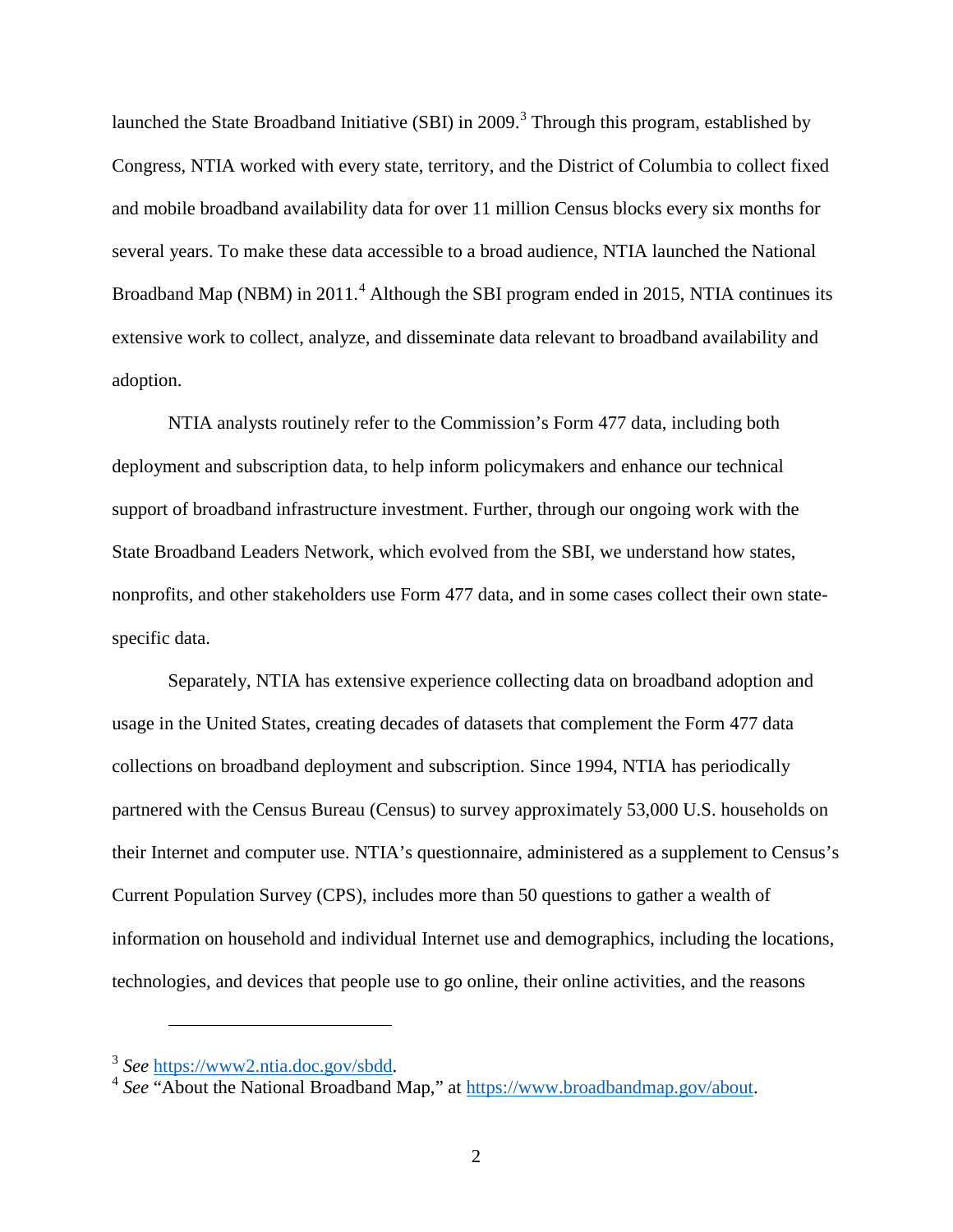launched the State Broadband Initiative (SBI) in 2009.[3] Through this program, established by Congress, NTIA worked with every state, territory, and the District of Columbia to collect fixed and mobile broadband availability data for over 11 million Census blocks every six months for several years. To make these data accessible to a broad audience, NTIA launched the National Broadband Map (NBM) in 2011.[4] Although the SBI program ended in 2015, NTIA continues its extensive work to collect, analyze, and disseminate data relevant to broadband availability and adoption.

NTIA analysts routinely refer to the Commission's Form 477 data, including both deployment and subscription data, to help inform policymakers and enhance our technical support of broadband infrastructure investment. Further, through our ongoing work with the State Broadband Leaders Network, which evolved from the SBI, we understand how states, nonprofits, and other stakeholders use Form 477 data, and in some cases collect their own state-specific data.

Separately, NTIA has extensive experience collecting data on broadband adoption and usage in the United States, creating decades of datasets that complement the Form 477 data collections on broadband deployment and subscription. Since 1994, NTIA has periodically partnered with the Census Bureau (Census) to survey approximately 53,000 U.S. households on their Internet and computer use. NTIA's questionnaire, administered as a supplement to Census's Current Population Survey (CPS), includes more than 50 questions to gather a wealth of information on household and individual Internet use and demographics, including the locations, technologies, and devices that people use to go online, their online activities, and the reasons

---

[3] *See* https://www2.ntia.doc.gov/sbdd.

[4] *See* "About the National Broadband Map," at https://www.broadbandmap.gov/about.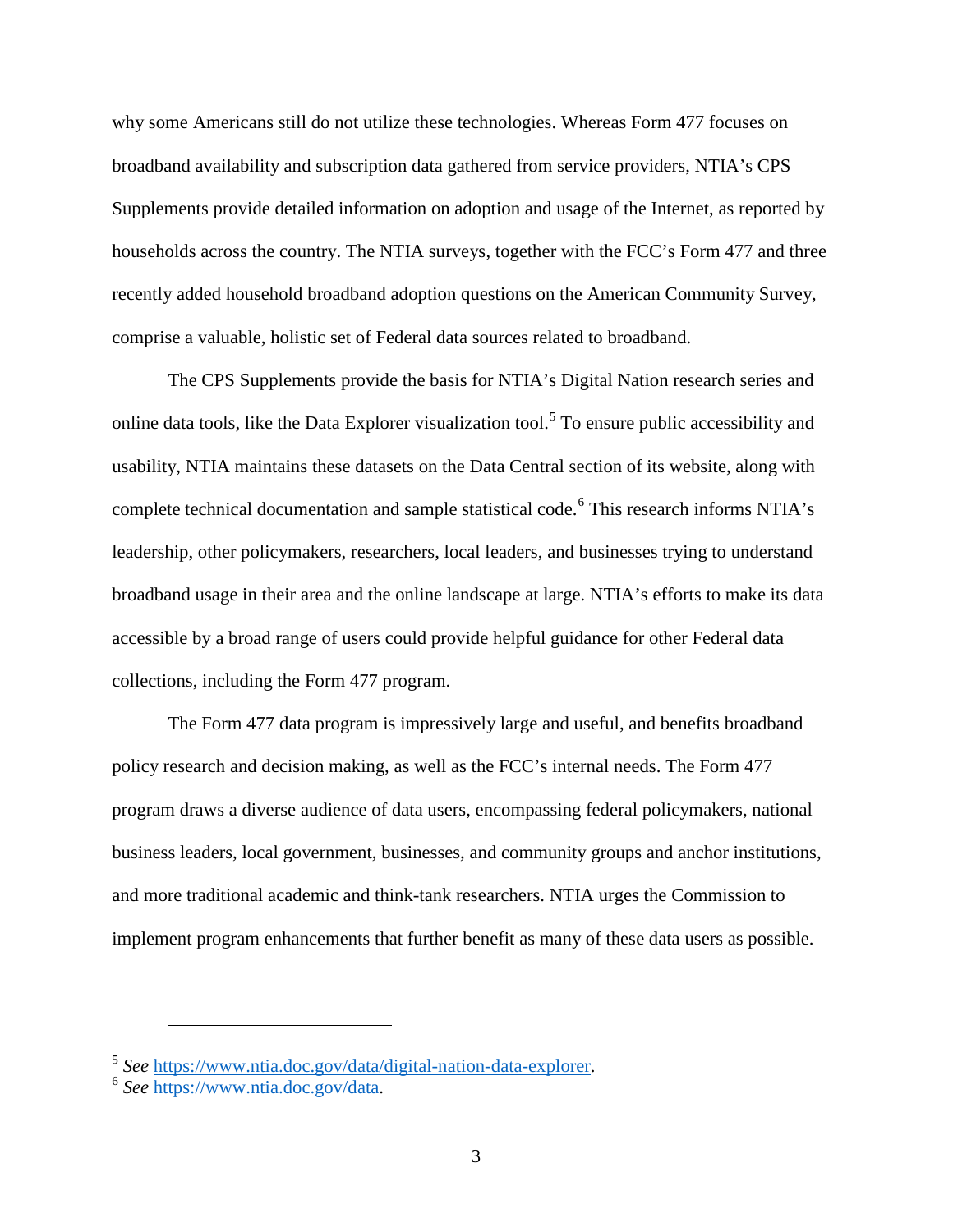why some Americans still do not utilize these technologies. Whereas Form 477 focuses on broadband availability and subscription data gathered from service providers, NTIA's CPS Supplements provide detailed information on adoption and usage of the Internet, as reported by households across the country. The NTIA surveys, together with the FCC's Form 477 and three recently added household broadband adoption questions on the American Community Survey, comprise a valuable, holistic set of Federal data sources related to broadband.

The CPS Supplements provide the basis for NTIA's Digital Nation research series and online data tools, like the Data Explorer visualization tool.[5] To ensure public accessibility and usability, NTIA maintains these datasets on the Data Central section of its website, along with complete technical documentation and sample statistical code.[6] This research informs NTIA's leadership, other policymakers, researchers, local leaders, and businesses trying to understand broadband usage in their area and the online landscape at large. NTIA's efforts to make its data accessible by a broad range of users could provide helpful guidance for other Federal data collections, including the Form 477 program.

The Form 477 data program is impressively large and useful, and benefits broadband policy research and decision making, as well as the FCC's internal needs. The Form 477 program draws a diverse audience of data users, encompassing federal policymakers, national business leaders, local government, businesses, and community groups and anchor institutions, and more traditional academic and think-tank researchers. NTIA urges the Commission to implement program enhancements that further benefit as many of these data users as possible.

---

[5] *See* https://www.ntia.doc.gov/data/digital-nation-data-explorer.

[6] *See* https://www.ntia.doc.gov/data.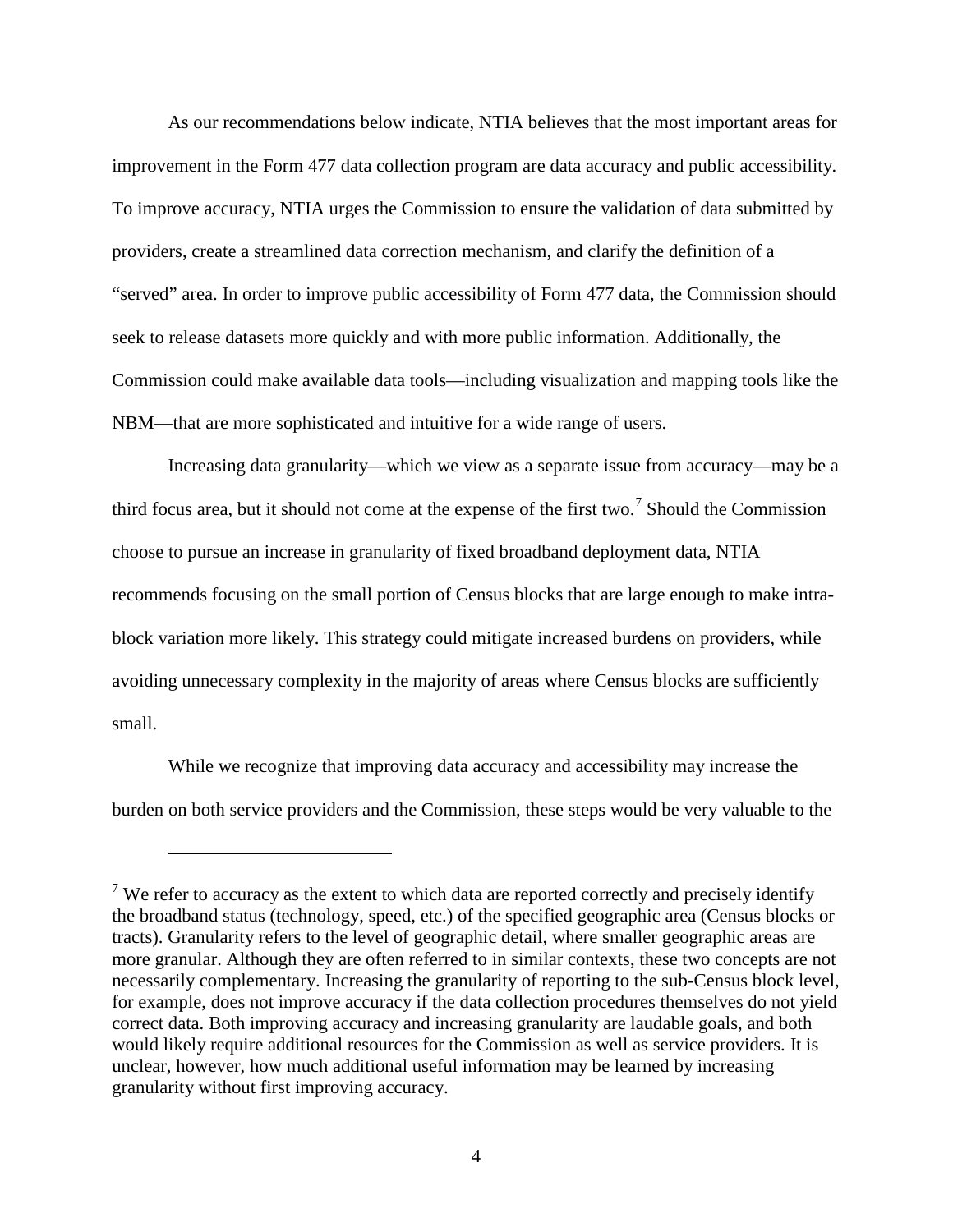As our recommendations below indicate, NTIA believes that the most important areas for improvement in the Form 477 data collection program are data accuracy and public accessibility. To improve accuracy, NTIA urges the Commission to ensure the validation of data submitted by providers, create a streamlined data correction mechanism, and clarify the definition of a "served" area. In order to improve public accessibility of Form 477 data, the Commission should seek to release datasets more quickly and with more public information. Additionally, the Commission could make available data tools—including visualization and mapping tools like the NBM—that are more sophisticated and intuitive for a wide range of users.

Increasing data granularity—which we view as a separate issue from accuracy—may be a third focus area, but it should not come at the expense of the first two.[7] Should the Commission choose to pursue an increase in granularity of fixed broadband deployment data, NTIA recommends focusing on the small portion of Census blocks that are large enough to make intra-block variation more likely. This strategy could mitigate increased burdens on providers, while avoiding unnecessary complexity in the majority of areas where Census blocks are sufficiently small.

While we recognize that improving data accuracy and accessibility may increase the burden on both service providers and the Commission, these steps would be very valuable to the

---

[7] We refer to accuracy as the extent to which data are reported correctly and precisely identify the broadband status (technology, speed, etc.) of the specified geographic area (Census blocks or tracts). Granularity refers to the level of geographic detail, where smaller geographic areas are more granular. Although they are often referred to in similar contexts, these two concepts are not necessarily complementary. Increasing the granularity of reporting to the sub-Census block level, for example, does not improve accuracy if the data collection procedures themselves do not yield correct data. Both improving accuracy and increasing granularity are laudable goals, and both would likely require additional resources for the Commission as well as service providers. It is unclear, however, how much additional useful information may be learned by increasing granularity without first improving accuracy.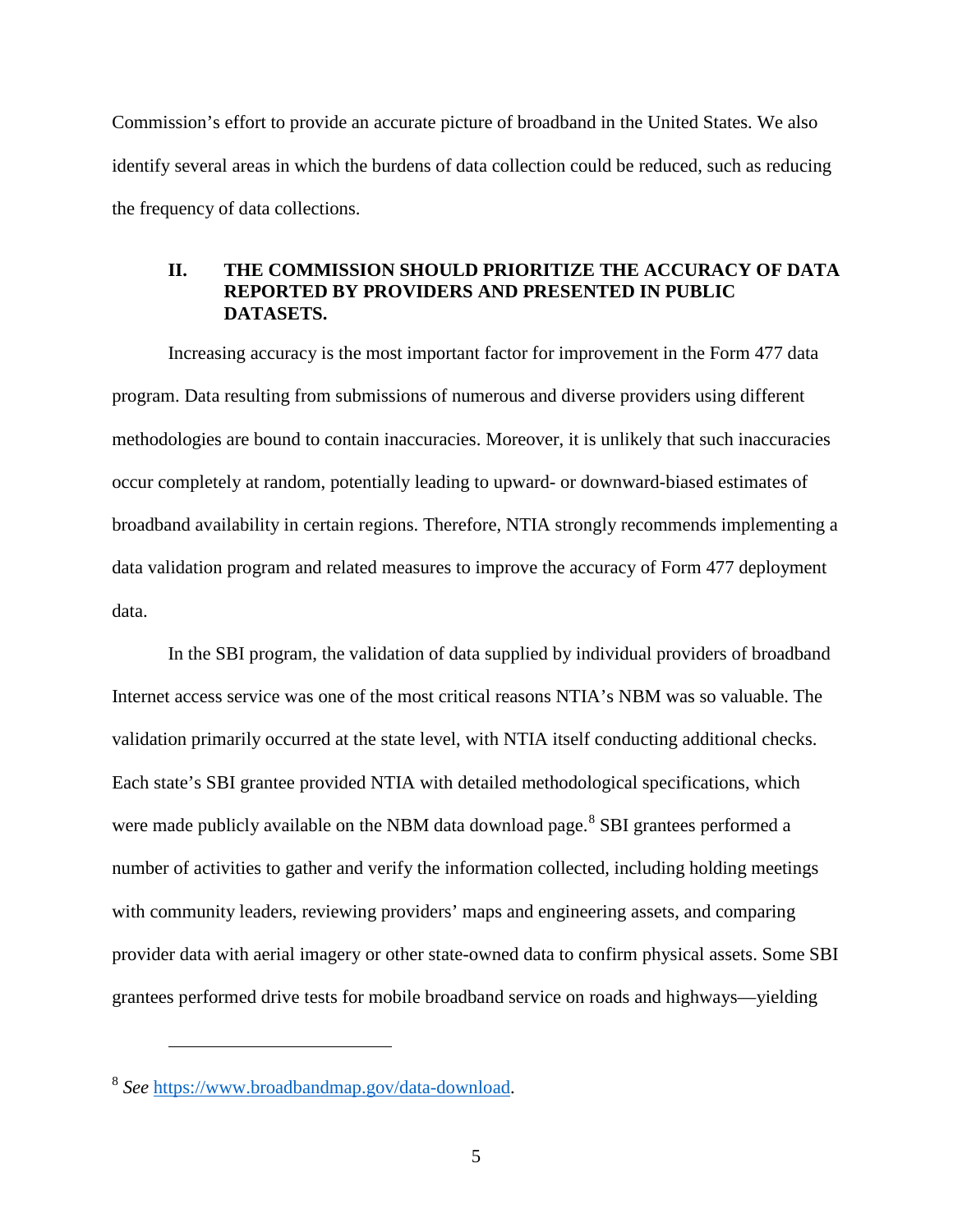Commission's effort to provide an accurate picture of broadband in the United States. We also identify several areas in which the burdens of data collection could be reduced, such as reducing the frequency of data collections.

## II. THE COMMISSION SHOULD PRIORITIZE THE ACCURACY OF DATA REPORTED BY PROVIDERS AND PRESENTED IN PUBLIC DATASETS.

Increasing accuracy is the most important factor for improvement in the Form 477 data program. Data resulting from submissions of numerous and diverse providers using different methodologies are bound to contain inaccuracies. Moreover, it is unlikely that such inaccuracies occur completely at random, potentially leading to upward- or downward-biased estimates of broadband availability in certain regions. Therefore, NTIA strongly recommends implementing a data validation program and related measures to improve the accuracy of Form 477 deployment data.

In the SBI program, the validation of data supplied by individual providers of broadband Internet access service was one of the most critical reasons NTIA's NBM was so valuable. The validation primarily occurred at the state level, with NTIA itself conducting additional checks. Each state's SBI grantee provided NTIA with detailed methodological specifications, which were made publicly available on the NBM data download page.[8] SBI grantees performed a number of activities to gather and verify the information collected, including holding meetings with community leaders, reviewing providers' maps and engineering assets, and comparing provider data with aerial imagery or other state-owned data to confirm physical assets. Some SBI grantees performed drive tests for mobile broadband service on roads and highways—yielding

---

[8] *See* https://www.broadbandmap.gov/data-download.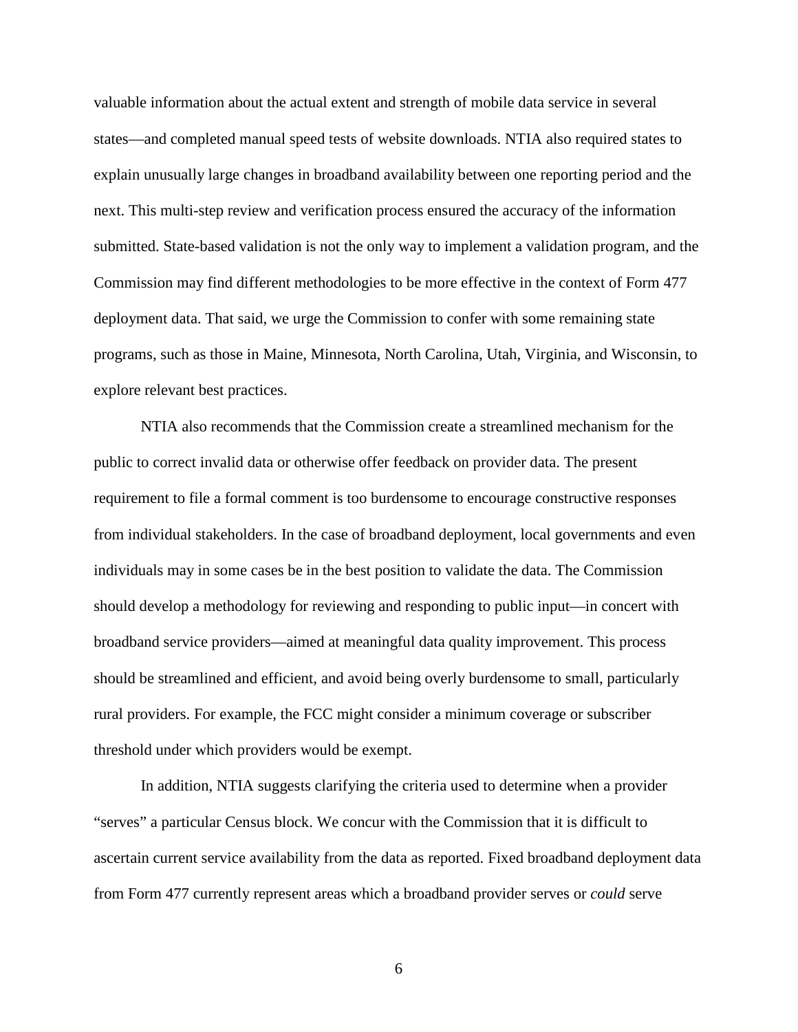valuable information about the actual extent and strength of mobile data service in several states—and completed manual speed tests of website downloads. NTIA also required states to explain unusually large changes in broadband availability between one reporting period and the next. This multi-step review and verification process ensured the accuracy of the information submitted. State-based validation is not the only way to implement a validation program, and the Commission may find different methodologies to be more effective in the context of Form 477 deployment data. That said, we urge the Commission to confer with some remaining state programs, such as those in Maine, Minnesota, North Carolina, Utah, Virginia, and Wisconsin, to explore relevant best practices.

NTIA also recommends that the Commission create a streamlined mechanism for the public to correct invalid data or otherwise offer feedback on provider data. The present requirement to file a formal comment is too burdensome to encourage constructive responses from individual stakeholders. In the case of broadband deployment, local governments and even individuals may in some cases be in the best position to validate the data. The Commission should develop a methodology for reviewing and responding to public input—in concert with broadband service providers—aimed at meaningful data quality improvement. This process should be streamlined and efficient, and avoid being overly burdensome to small, particularly rural providers. For example, the FCC might consider a minimum coverage or subscriber threshold under which providers would be exempt.

In addition, NTIA suggests clarifying the criteria used to determine when a provider "serves" a particular Census block. We concur with the Commission that it is difficult to ascertain current service availability from the data as reported. Fixed broadband deployment data from Form 477 currently represent areas which a broadband provider serves or *could* serve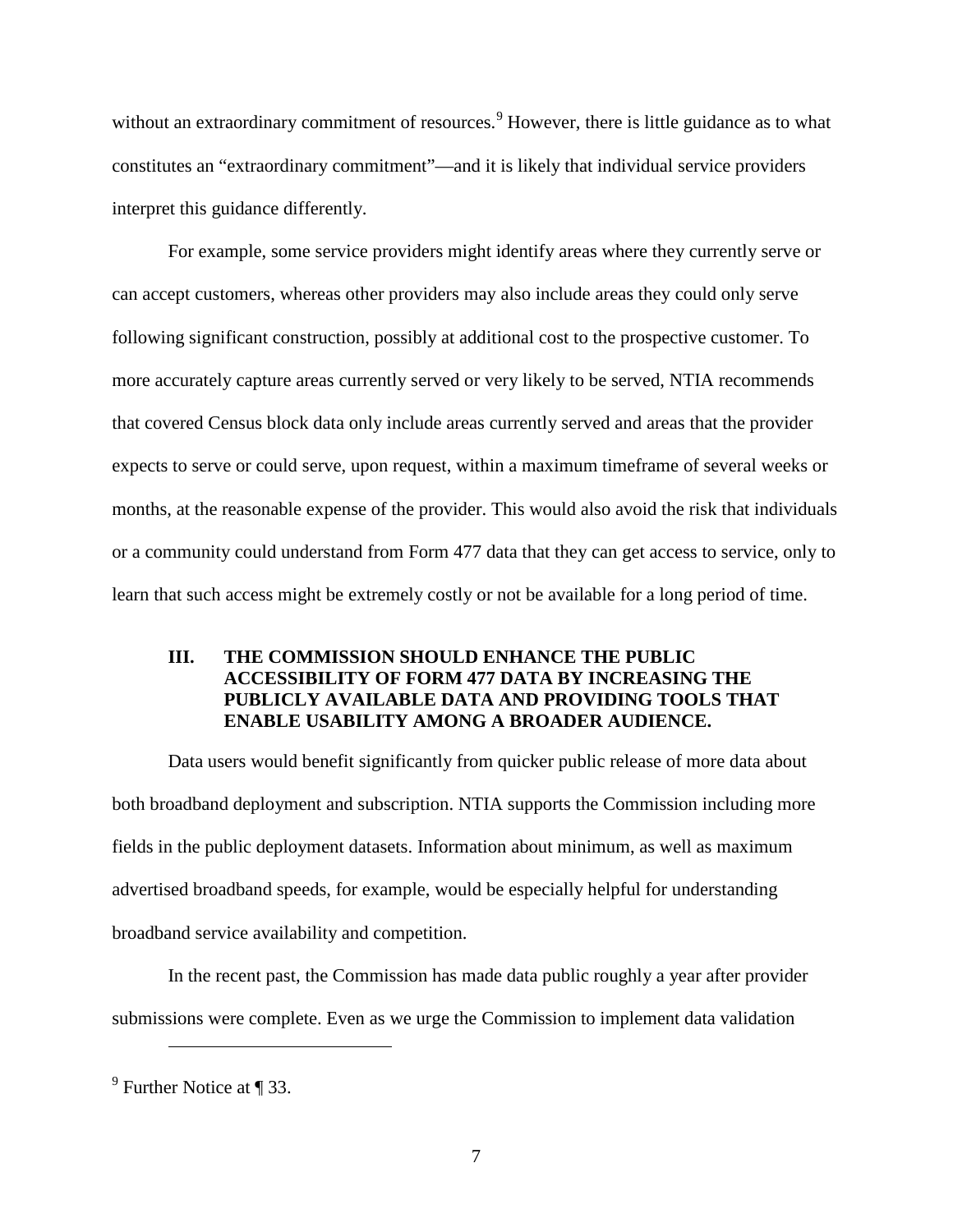without an extraordinary commitment of resources.[9] However, there is little guidance as to what constitutes an "extraordinary commitment"—and it is likely that individual service providers interpret this guidance differently.

For example, some service providers might identify areas where they currently serve or can accept customers, whereas other providers may also include areas they could only serve following significant construction, possibly at additional cost to the prospective customer. To more accurately capture areas currently served or very likely to be served, NTIA recommends that covered Census block data only include areas currently served and areas that the provider expects to serve or could serve, upon request, within a maximum timeframe of several weeks or months, at the reasonable expense of the provider. This would also avoid the risk that individuals or a community could understand from Form 477 data that they can get access to service, only to learn that such access might be extremely costly or not be available for a long period of time.

## III. THE COMMISSION SHOULD ENHANCE THE PUBLIC ACCESSIBILITY OF FORM 477 DATA BY INCREASING THE PUBLICLY AVAILABLE DATA AND PROVIDING TOOLS THAT ENABLE USABILITY AMONG A BROADER AUDIENCE.

Data users would benefit significantly from quicker public release of more data about both broadband deployment and subscription. NTIA supports the Commission including more fields in the public deployment datasets. Information about minimum, as well as maximum advertised broadband speeds, for example, would be especially helpful for understanding broadband service availability and competition.

In the recent past, the Commission has made data public roughly a year after provider submissions were complete. Even as we urge the Commission to implement data validation

---

[9] Further Notice at ¶ 33.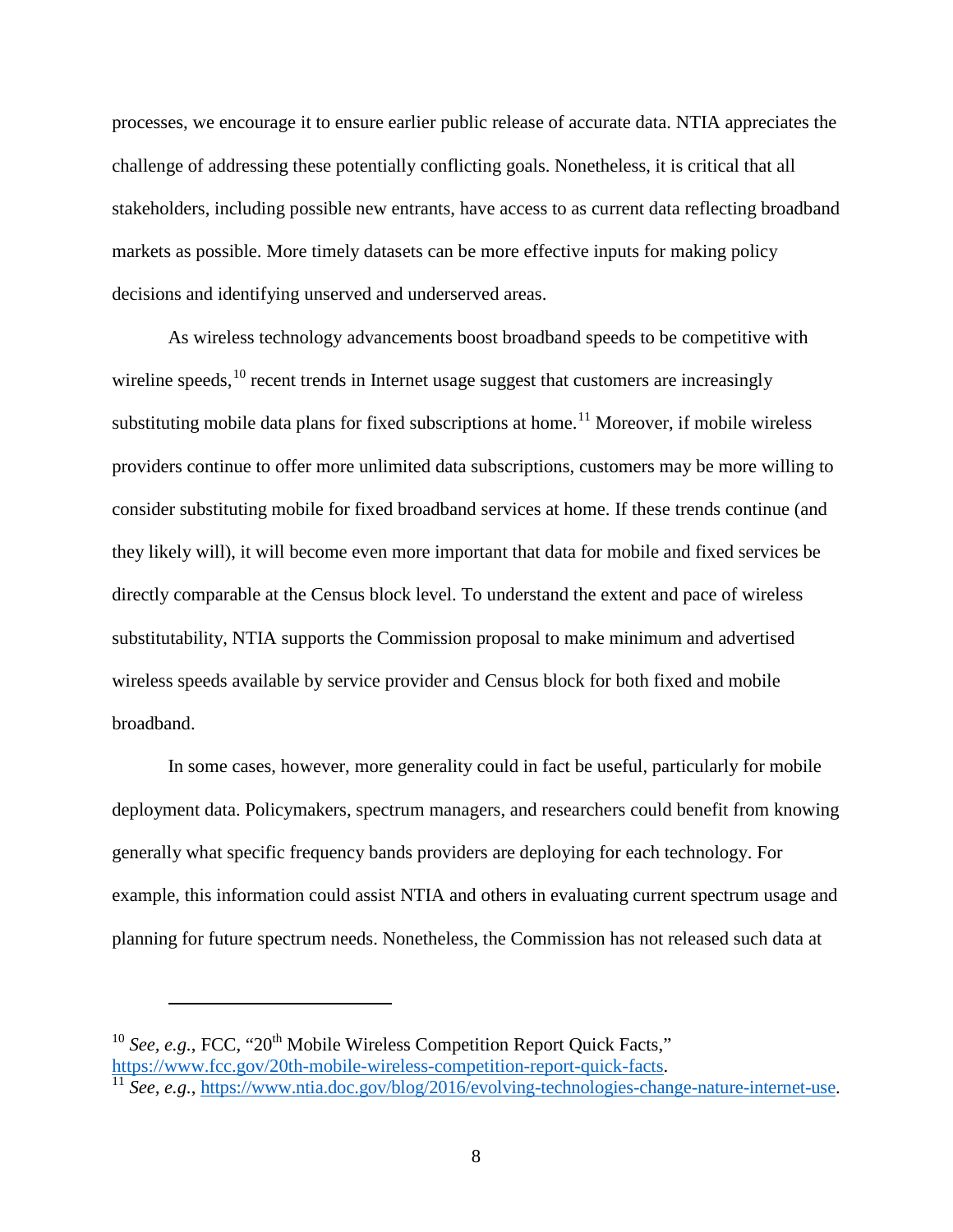processes, we encourage it to ensure earlier public release of accurate data. NTIA appreciates the challenge of addressing these potentially conflicting goals. Nonetheless, it is critical that all stakeholders, including possible new entrants, have access to as current data reflecting broadband markets as possible. More timely datasets can be more effective inputs for making policy decisions and identifying unserved and underserved areas.

As wireless technology advancements boost broadband speeds to be competitive with wireline speeds,[10] recent trends in Internet usage suggest that customers are increasingly substituting mobile data plans for fixed subscriptions at home.[11] Moreover, if mobile wireless providers continue to offer more unlimited data subscriptions, customers may be more willing to consider substituting mobile for fixed broadband services at home. If these trends continue (and they likely will), it will become even more important that data for mobile and fixed services be directly comparable at the Census block level. To understand the extent and pace of wireless substitutability, NTIA supports the Commission proposal to make minimum and advertised wireless speeds available by service provider and Census block for both fixed and mobile broadband.

In some cases, however, more generality could in fact be useful, particularly for mobile deployment data. Policymakers, spectrum managers, and researchers could benefit from knowing generally what specific frequency bands providers are deploying for each technology. For example, this information could assist NTIA and others in evaluating current spectrum usage and planning for future spectrum needs. Nonetheless, the Commission has not released such data at

---

[10] *See, e.g.*, FCC, "20th Mobile Wireless Competition Report Quick Facts," https://www.fcc.gov/20th-mobile-wireless-competition-report-quick-facts.

[11] *See, e.g.*, https://www.ntia.doc.gov/blog/2016/evolving-technologies-change-nature-internet-use.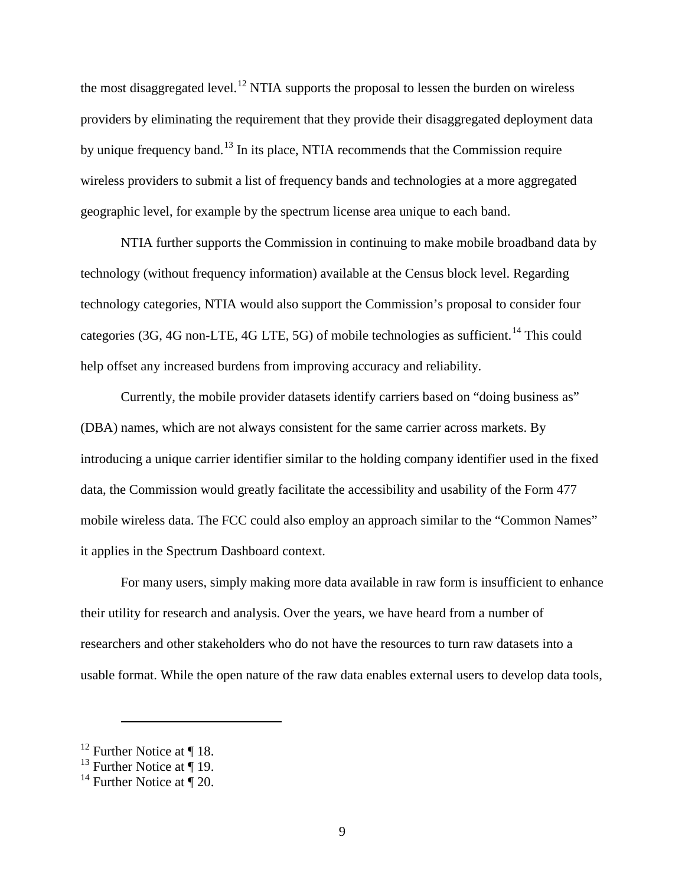the most disaggregated level.[12] NTIA supports the proposal to lessen the burden on wireless providers by eliminating the requirement that they provide their disaggregated deployment data by unique frequency band.[13] In its place, NTIA recommends that the Commission require wireless providers to submit a list of frequency bands and technologies at a more aggregated geographic level, for example by the spectrum license area unique to each band.

NTIA further supports the Commission in continuing to make mobile broadband data by technology (without frequency information) available at the Census block level. Regarding technology categories, NTIA would also support the Commission's proposal to consider four categories (3G, 4G non-LTE, 4G LTE, 5G) of mobile technologies as sufficient.[14] This could help offset any increased burdens from improving accuracy and reliability.

Currently, the mobile provider datasets identify carriers based on "doing business as" (DBA) names, which are not always consistent for the same carrier across markets. By introducing a unique carrier identifier similar to the holding company identifier used in the fixed data, the Commission would greatly facilitate the accessibility and usability of the Form 477 mobile wireless data. The FCC could also employ an approach similar to the "Common Names" it applies in the Spectrum Dashboard context.

For many users, simply making more data available in raw form is insufficient to enhance their utility for research and analysis. Over the years, we have heard from a number of researchers and other stakeholders who do not have the resources to turn raw datasets into a usable format. While the open nature of the raw data enables external users to develop data tools,

---

[12] Further Notice at ¶ 18.
[13] Further Notice at ¶ 19.
[14] Further Notice at ¶ 20.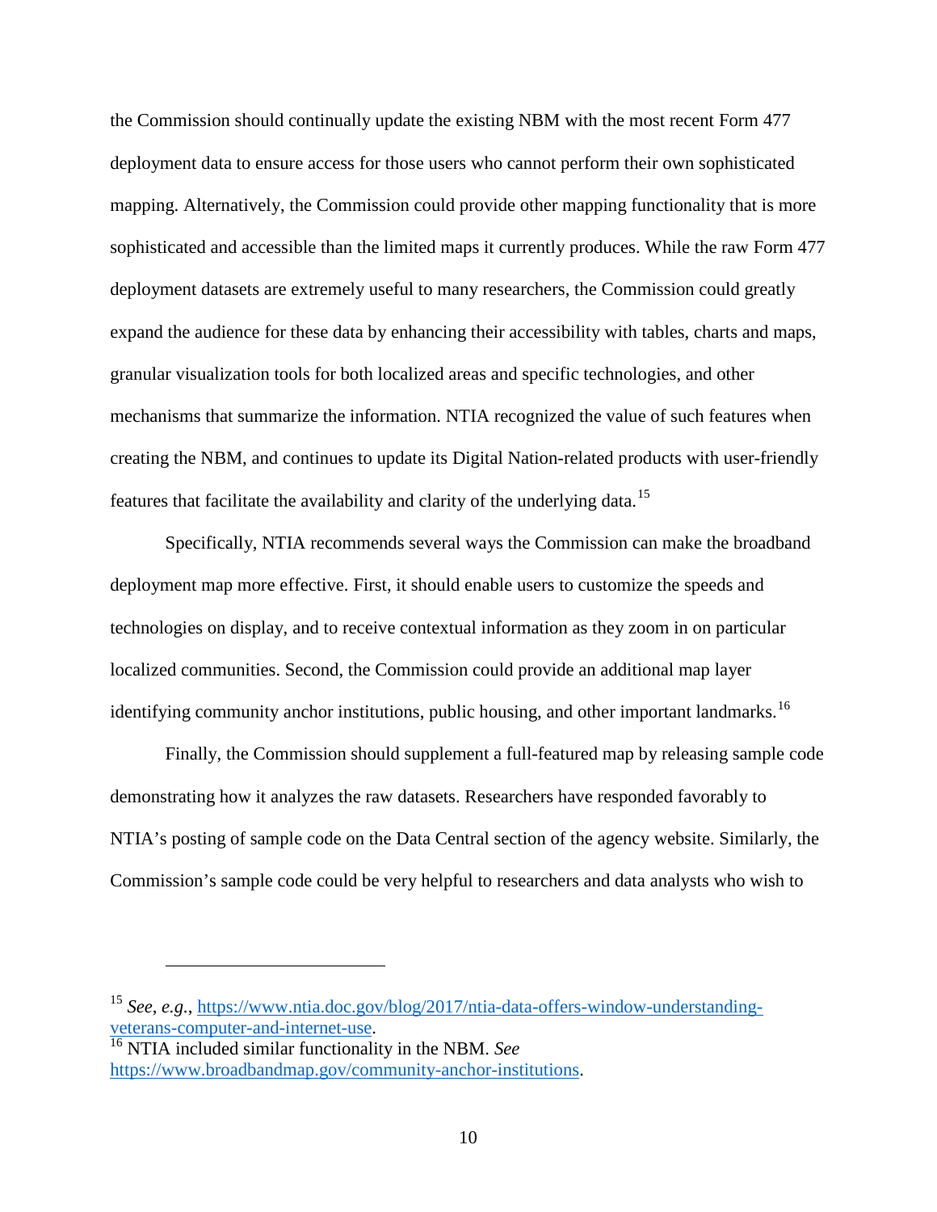the Commission should continually update the existing NBM with the most recent Form 477 deployment data to ensure access for those users who cannot perform their own sophisticated mapping. Alternatively, the Commission could provide other mapping functionality that is more sophisticated and accessible than the limited maps it currently produces. While the raw Form 477 deployment datasets are extremely useful to many researchers, the Commission could greatly expand the audience for these data by enhancing their accessibility with tables, charts and maps, granular visualization tools for both localized areas and specific technologies, and other mechanisms that summarize the information. NTIA recognized the value of such features when creating the NBM, and continues to update its Digital Nation-related products with user-friendly features that facilitate the availability and clarity of the underlying data.[15]

Specifically, NTIA recommends several ways the Commission can make the broadband deployment map more effective. First, it should enable users to customize the speeds and technologies on display, and to receive contextual information as they zoom in on particular localized communities. Second, the Commission could provide an additional map layer identifying community anchor institutions, public housing, and other important landmarks.[16]

Finally, the Commission should supplement a full-featured map by releasing sample code demonstrating how it analyzes the raw datasets. Researchers have responded favorably to NTIA's posting of sample code on the Data Central section of the agency website. Similarly, the Commission's sample code could be very helpful to researchers and data analysts who wish to

---

[15] *See*, *e.g.*, https://www.ntia.doc.gov/blog/2017/ntia-data-offers-window-understanding-veterans-computer-and-internet-use.

[16] NTIA included similar functionality in the NBM. *See* https://www.broadbandmap.gov/community-anchor-institutions.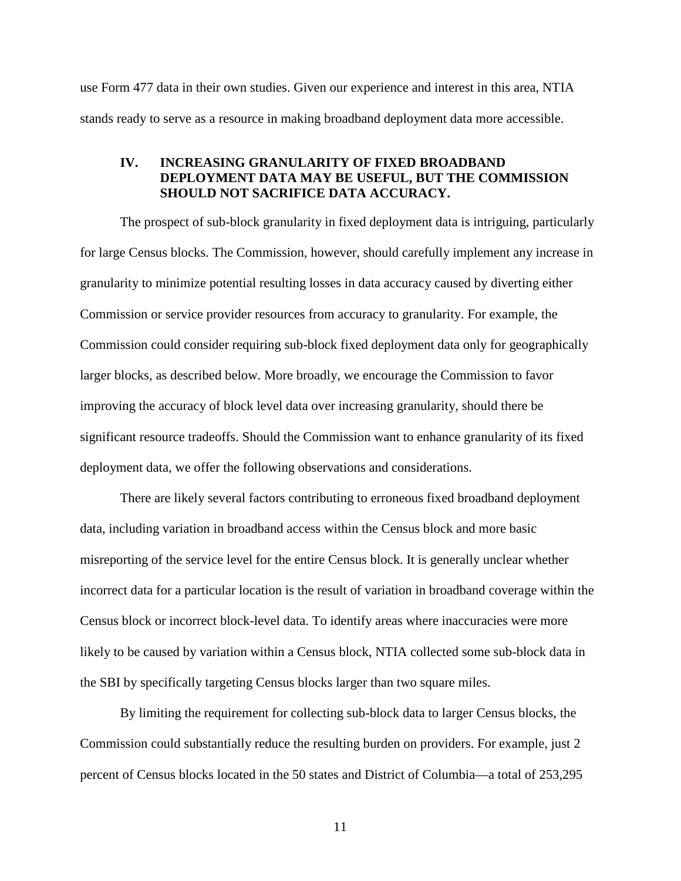use Form 477 data in their own studies. Given our experience and interest in this area, NTIA stands ready to serve as a resource in making broadband deployment data more accessible.

## IV. INCREASING GRANULARITY OF FIXED BROADBAND DEPLOYMENT DATA MAY BE USEFUL, BUT THE COMMISSION SHOULD NOT SACRIFICE DATA ACCURACY.

The prospect of sub-block granularity in fixed deployment data is intriguing, particularly for large Census blocks. The Commission, however, should carefully implement any increase in granularity to minimize potential resulting losses in data accuracy caused by diverting either Commission or service provider resources from accuracy to granularity. For example, the Commission could consider requiring sub-block fixed deployment data only for geographically larger blocks, as described below. More broadly, we encourage the Commission to favor improving the accuracy of block level data over increasing granularity, should there be significant resource tradeoffs. Should the Commission want to enhance granularity of its fixed deployment data, we offer the following observations and considerations.

There are likely several factors contributing to erroneous fixed broadband deployment data, including variation in broadband access within the Census block and more basic misreporting of the service level for the entire Census block. It is generally unclear whether incorrect data for a particular location is the result of variation in broadband coverage within the Census block or incorrect block-level data. To identify areas where inaccuracies were more likely to be caused by variation within a Census block, NTIA collected some sub-block data in the SBI by specifically targeting Census blocks larger than two square miles.

By limiting the requirement for collecting sub-block data to larger Census blocks, the Commission could substantially reduce the resulting burden on providers. For example, just 2 percent of Census blocks located in the 50 states and District of Columbia—a total of 253,295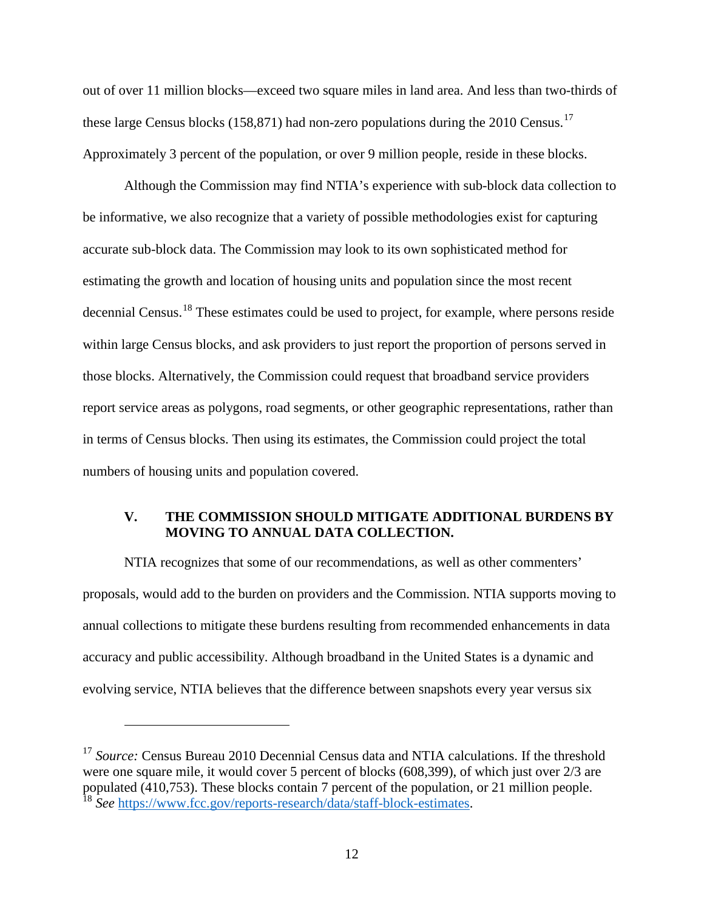out of over 11 million blocks—exceed two square miles in land area. And less than two-thirds of these large Census blocks (158,871) had non-zero populations during the 2010 Census.[17] Approximately 3 percent of the population, or over 9 million people, reside in these blocks.

Although the Commission may find NTIA's experience with sub-block data collection to be informative, we also recognize that a variety of possible methodologies exist for capturing accurate sub-block data. The Commission may look to its own sophisticated method for estimating the growth and location of housing units and population since the most recent decennial Census.[18] These estimates could be used to project, for example, where persons reside within large Census blocks, and ask providers to just report the proportion of persons served in those blocks. Alternatively, the Commission could request that broadband service providers report service areas as polygons, road segments, or other geographic representations, rather than in terms of Census blocks. Then using its estimates, the Commission could project the total numbers of housing units and population covered.

## V. THE COMMISSION SHOULD MITIGATE ADDITIONAL BURDENS BY MOVING TO ANNUAL DATA COLLECTION.

NTIA recognizes that some of our recommendations, as well as other commenters' proposals, would add to the burden on providers and the Commission. NTIA supports moving to annual collections to mitigate these burdens resulting from recommended enhancements in data accuracy and public accessibility. Although broadband in the United States is a dynamic and evolving service, NTIA believes that the difference between snapshots every year versus six

---

[17] *Source:* Census Bureau 2010 Decennial Census data and NTIA calculations. If the threshold were one square mile, it would cover 5 percent of blocks (608,399), of which just over 2/3 are populated (410,753). These blocks contain 7 percent of the population, or 21 million people.

[18] *See* https://www.fcc.gov/reports-research/data/staff-block-estimates.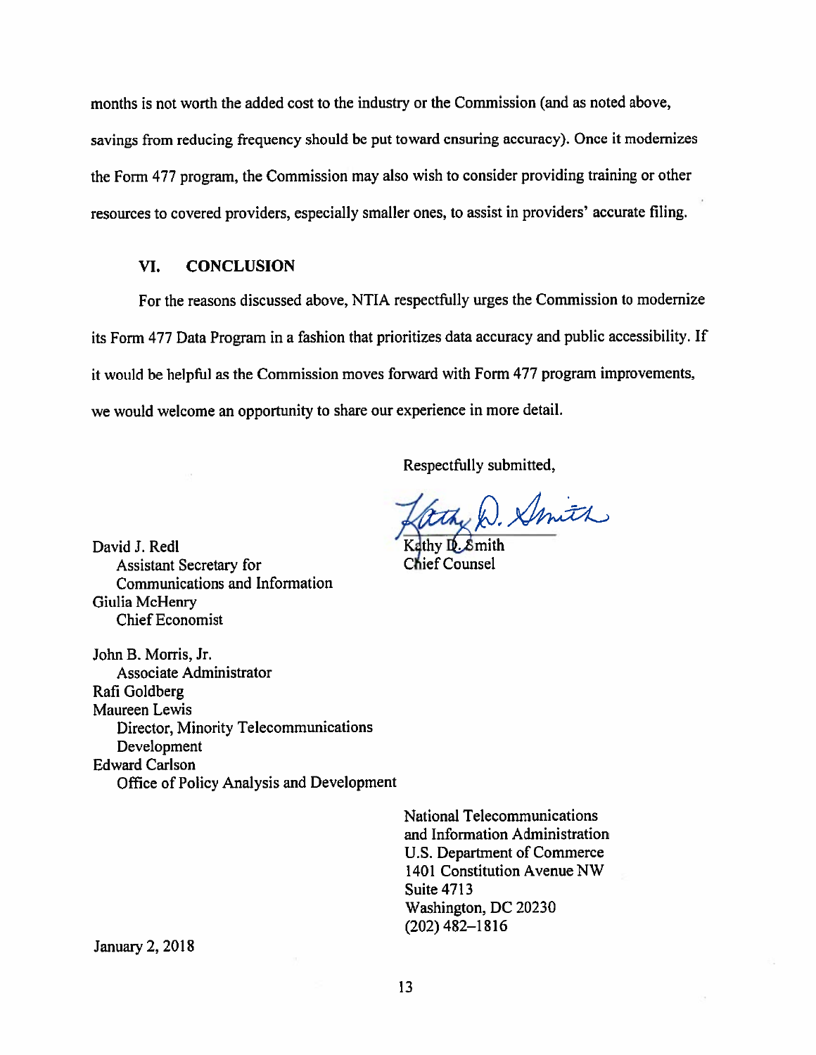months is not worth the added cost to the industry or the Commission (and as noted above, savings from reducing frequency should be put toward ensuring accuracy). Once it modernizes the Form 477 program, the Commission may also wish to consider providing training or other resources to covered providers, especially smaller ones, to assist in providers' accurate filing.

## VI. CONCLUSION

For the reasons discussed above, NTIA respectfully urges the Commission to modernize its Form 477 Data Program in a fashion that prioritizes data accuracy and public accessibility. If it would be helpful as the Commission moves forward with Form 477 program improvements, we would welcome an opportunity to share our experience in more detail.

Respectfully submitted,

Kathy D. Smith
Chief Counsel

David J. Redl
Assistant Secretary for
Communications and Information
Giulia McHenry
Chief Economist

John B. Morris, Jr.
Associate Administrator
Rafi Goldberg
Maureen Lewis
Director, Minority Telecommunications
Development
Edward Carlson
Office of Policy Analysis and Development

National Telecommunications
and Information Administration
U.S. Department of Commerce
1401 Constitution Avenue NW
Suite 4713
Washington, DC 20230
(202) 482–1816

January 2, 2018